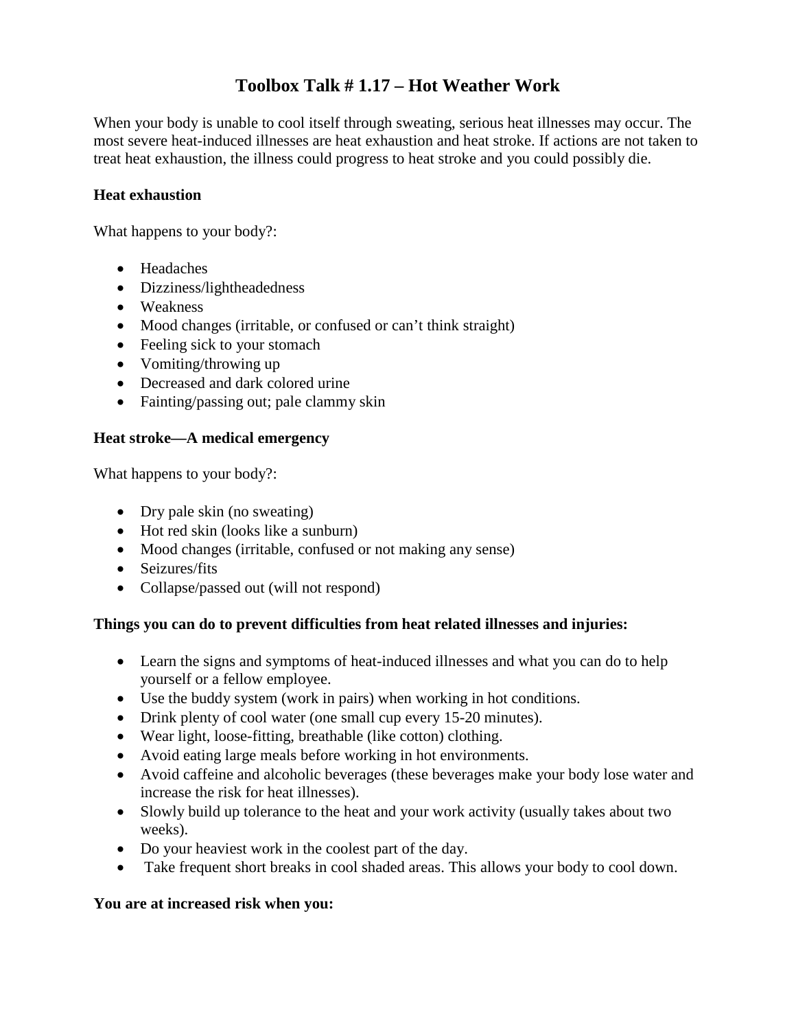# Toolbox Talk # 1.17 – Hot Weather Work

When your body is unable to cool itself through sweating, serious heat illnesses may occur. The most severe heat-induced illnesses are heat exhaustion and heat stroke. If actions are not taken to treat heat exhaustion, the illness could progress to heat stroke and you could possibly die.

**Heat exhaustion**

What happens to your body?:

- Headaches
- Dizziness/lightheadedness
- Weakness
- Mood changes (irritable, or confused or can't think straight)
- Feeling sick to your stomach
- Vomiting/throwing up
- Decreased and dark colored urine
- Fainting/passing out; pale clammy skin

**Heat stroke—A medical emergency**

What happens to your body?:

- Dry pale skin (no sweating)
- Hot red skin (looks like a sunburn)
- Mood changes (irritable, confused or not making any sense)
- Seizures/fits
- Collapse/passed out (will not respond)

**Things you can do to prevent difficulties from heat related illnesses and injuries:**

- Learn the signs and symptoms of heat-induced illnesses and what you can do to help yourself or a fellow employee.
- Use the buddy system (work in pairs) when working in hot conditions.
- Drink plenty of cool water (one small cup every 15-20 minutes).
- Wear light, loose-fitting, breathable (like cotton) clothing.
- Avoid eating large meals before working in hot environments.
- Avoid caffeine and alcoholic beverages (these beverages make your body lose water and increase the risk for heat illnesses).
- Slowly build up tolerance to the heat and your work activity (usually takes about two weeks).
- Do your heaviest work in the coolest part of the day.
- Take frequent short breaks in cool shaded areas. This allows your body to cool down.

**You are at increased risk when you:**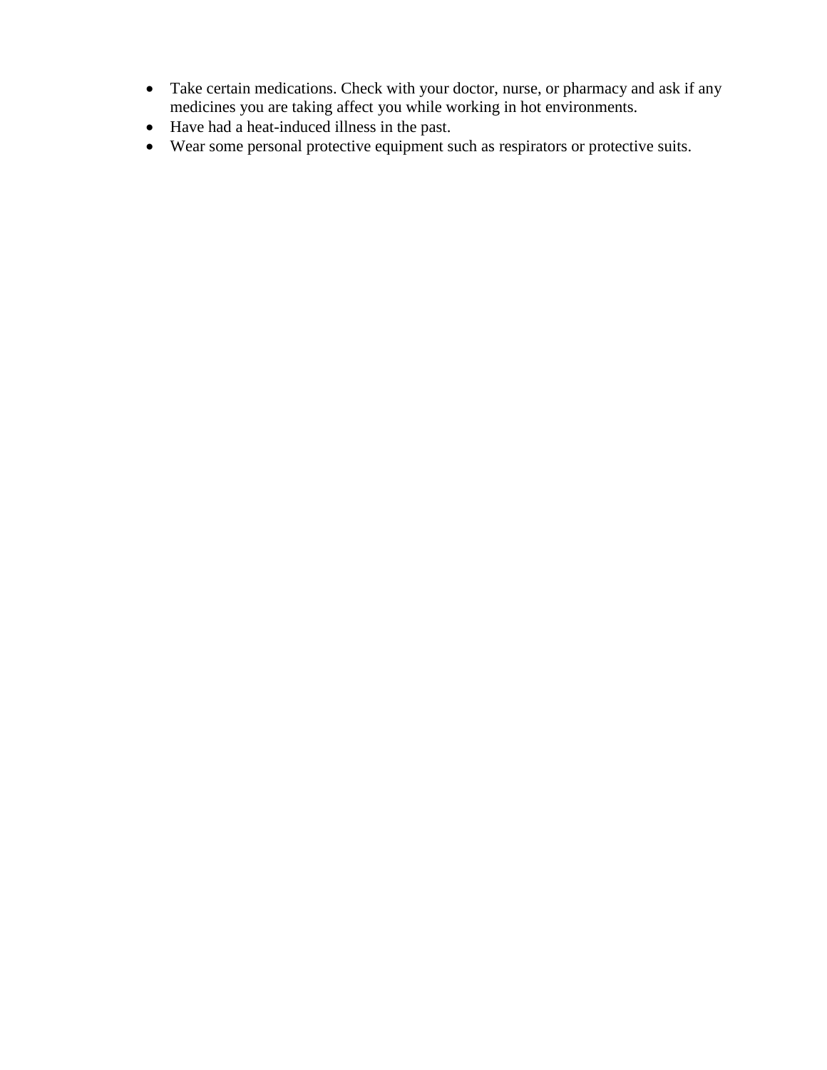- Take certain medications. Check with your doctor, nurse, or pharmacy and ask if any medicines you are taking affect you while working in hot environments.
- Have had a heat-induced illness in the past.
- Wear some personal protective equipment such as respirators or protective suits.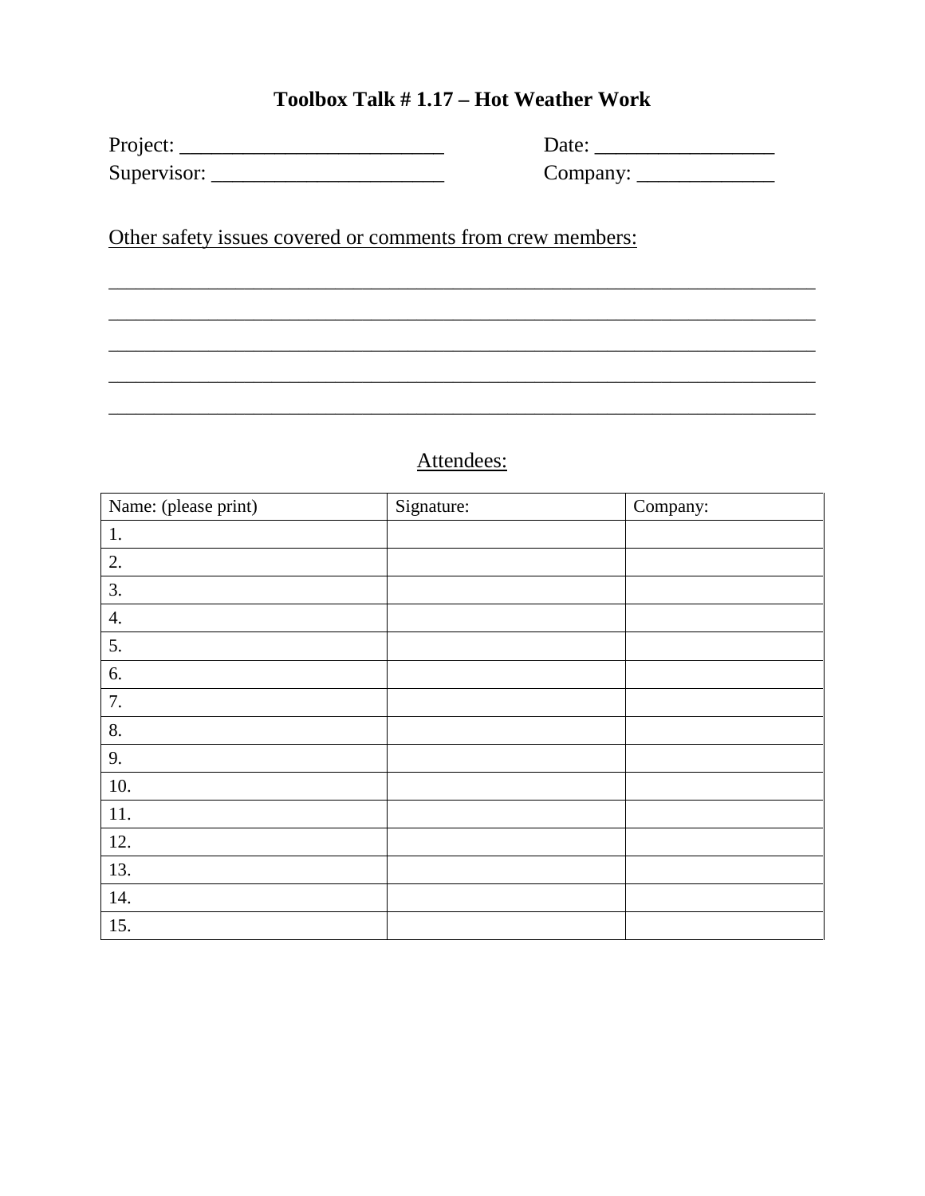# Toolbox Talk # 1.17 – Hot Weather Work

Project: _________________________ Date: _________________

Supervisor: ______________________ Company: _____________

Other safety issues covered or comments from crew members:

__________________________________________________________________________

__________________________________________________________________________

__________________________________________________________________________

__________________________________________________________________________

__________________________________________________________________________

## Attendees:

| Name: (please print) | Signature: | Company: |
| --- | --- | --- |
| 1. | | |
| 2. | | |
| 3. | | |
| 4. | | |
| 5. | | |
| 6. | | |
| 7. | | |
| 8. | | |
| 9. | | |
| 10. | | |
| 11. | | |
| 12. | | |
| 13. | | |
| 14. | | |
| 15. | | |